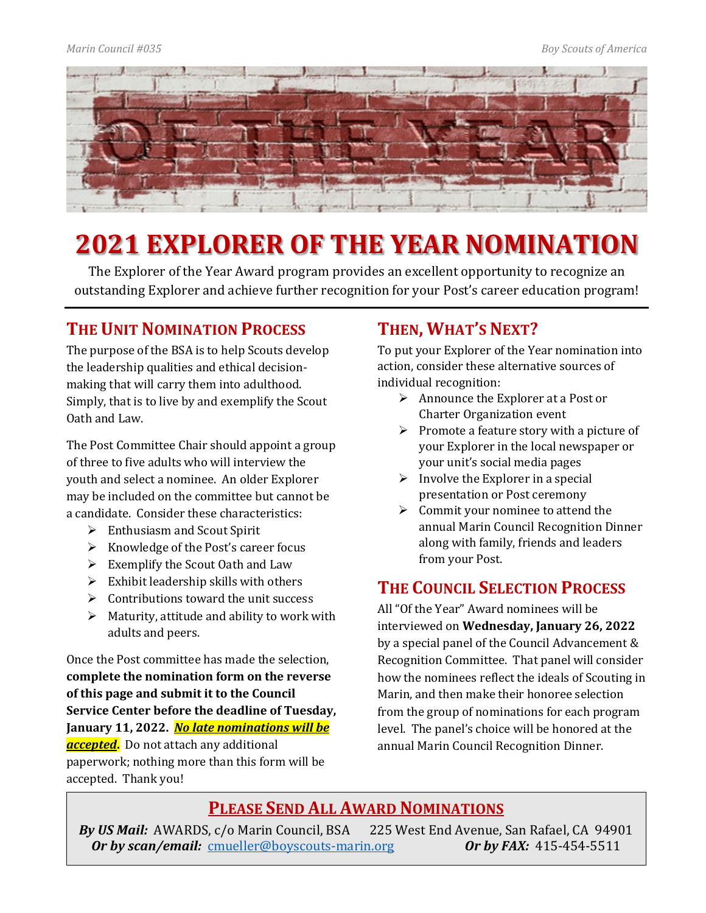# 2021 EXPLORER OF THE YEAR NOMINATION

The Explorer of the Year Award program provides an excellent opportunity to recognize an outstanding Explorer and achieve further recognition for your Post's career education program!

## THE UNIT NOMINATION PROCESS

The purpose of the BSA is to help Scouts develop the leadership qualities and ethical decision-making that will carry them into adulthood. Simply, that is to live by and exemplify the Scout Oath and Law.

The Post Committee Chair should appoint a group of three to five adults who will interview the youth and select a nominee. An older Explorer may be included on the committee but cannot be a candidate. Consider these characteristics:

- Enthusiasm and Scout Spirit
- Knowledge of the Post's career focus
- Exemplify the Scout Oath and Law
- Exhibit leadership skills with others
- Contributions toward the unit success
- Maturity, attitude and ability to work with adults and peers.

Once the Post committee has made the selection, **complete the nomination form on the reverse of this page and submit it to the Council Service Center before the deadline of Tuesday, January 11, 2022.** ***No late nominations will be accepted*.** Do not attach any additional paperwork; nothing more than this form will be accepted. Thank you!

## THEN, WHAT'S NEXT?

To put your Explorer of the Year nomination into action, consider these alternative sources of individual recognition:

- Announce the Explorer at a Post or Charter Organization event
- Promote a feature story with a picture of your Explorer in the local newspaper or your unit's social media pages
- Involve the Explorer in a special presentation or Post ceremony
- Commit your nominee to attend the annual Marin Council Recognition Dinner along with family, friends and leaders from your Post.

## THE COUNCIL SELECTION PROCESS

All "Of the Year" Award nominees will be interviewed on **Wednesday, January 26, 2022** by a special panel of the Council Advancement & Recognition Committee. That panel will consider how the nominees reflect the ideals of Scouting in Marin, and then make their honoree selection from the group of nominations for each program level. The panel's choice will be honored at the annual Marin Council Recognition Dinner.

## PLEASE SEND ALL AWARD NOMINATIONS

***By US Mail:*** AWARDS, c/o Marin Council, BSA 225 West End Avenue, San Rafael, CA 94901

***Or by scan/email:*** cmueller@boyscouts-marin.org ***Or by FAX:*** 415-454-5511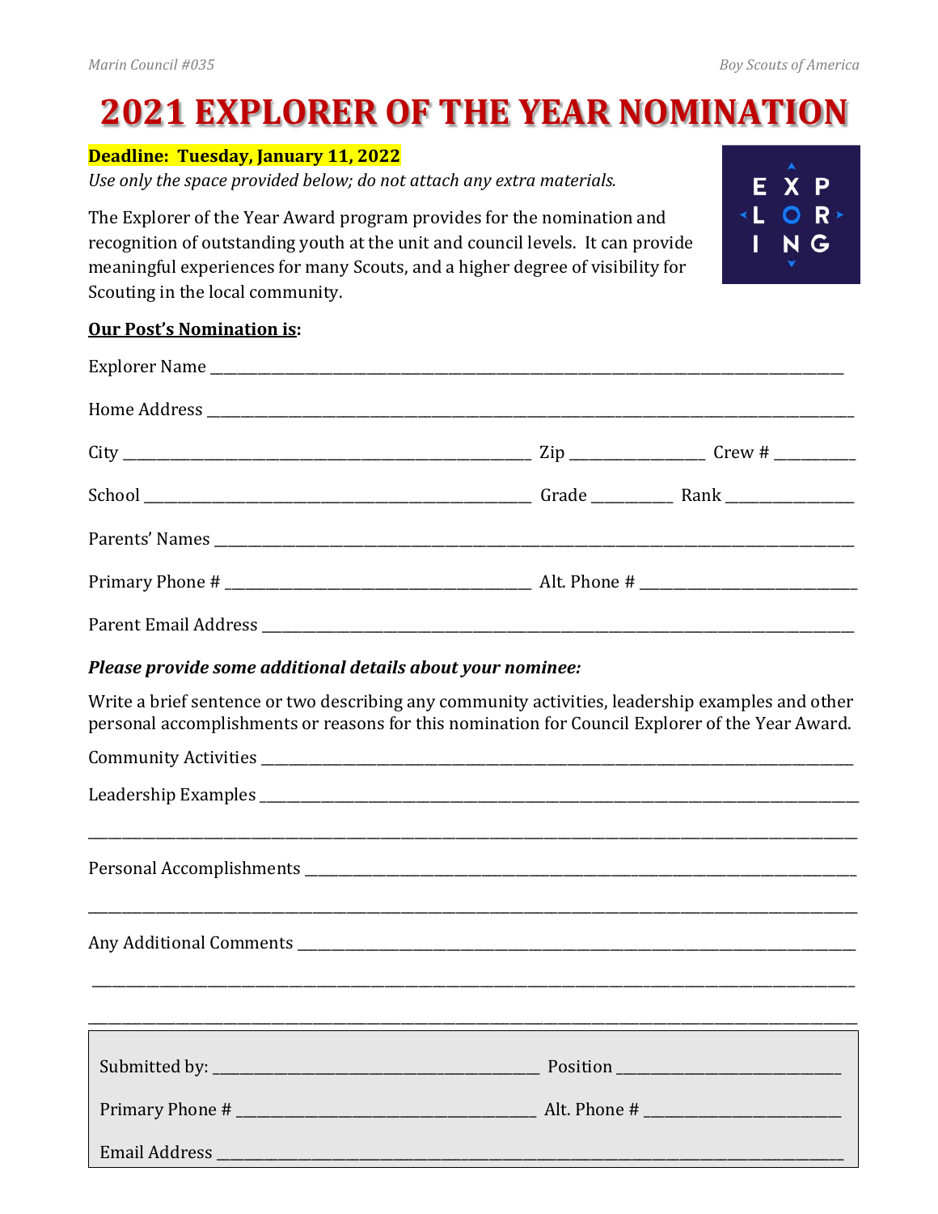# 2021 EXPLORER OF THE YEAR NOMINATION

**Deadline: Tuesday, January 11, 2022**

*Use only the space provided below; do not attach any extra materials.*

The Explorer of the Year Award program provides for the nomination and recognition of outstanding youth at the unit and council levels. It can provide meaningful experiences for many Scouts, and a higher degree of visibility for Scouting in the local community.

**Our Post's Nomination is:**

Explorer Name ____________________________________________

Home Address ____________________________________________

City ______________________________ Zip __________ Crew # ______

School ____________________________ Grade ______ Rank __________

Parents' Names ____________________________________________

Primary Phone # ______________________ Alt. Phone # ________________

Parent Email Address ____________________________________________

***Please provide some additional details about your nominee:***

Write a brief sentence or two describing any community activities, leadership examples and other personal accomplishments or reasons for this nomination for Council Explorer of the Year Award.

Community Activities ____________________________________________

Leadership Examples ____________________________________________

__________________________________________________________

Personal Accomplishments ____________________________________________

__________________________________________________________

Any Additional Comments ____________________________________________

__________________________________________________________

__________________________________________________________

Submitted by: __________________________ Position ________________

Primary Phone # ______________________ Alt. Phone # ______________

Email Address ____________________________________________